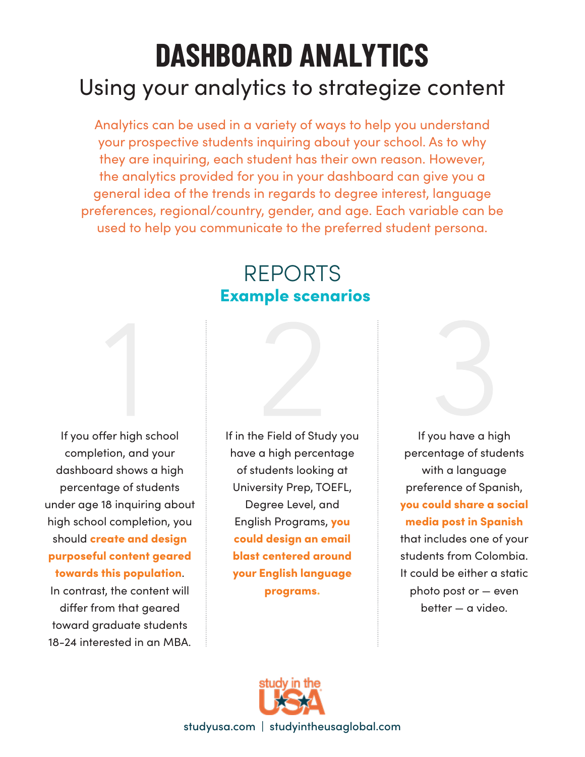# DASHBOARD ANALYTICS

## Using your analytics to strategize content

Analytics can be used in a variety of ways to help you understand your prospective students inquiring about your school. As to why they are inquiring, each student has their own reason. However, the analytics provided for you in your dashboard can give you a general idea of the trends in regards to degree interest, language preferences, regional/country, gender, and age. Each variable can be used to help you communicate to the preferred student persona.

## REPORTS

### Example scenarios

**1**

If you offer high school completion, and your dashboard shows a high percentage of students under age 18 inquiring about high school completion, you should **create and design purposeful content geared towards this population**. In contrast, the content will differ from that geared toward graduate students 18-24 interested in an MBA.

**2**

If in the Field of Study you have a high percentage of students looking at University Prep, TOEFL, Degree Level, and English Programs, **you could design an email blast centered around your English language programs.**

**3**

If you have a high percentage of students with a language preference of Spanish, **you could share a social media post in Spanish** that includes one of your students from Colombia. It could be either a static photo post or — even better — a video.

study in the USA

studyusa.com | studyintheusaglobal.com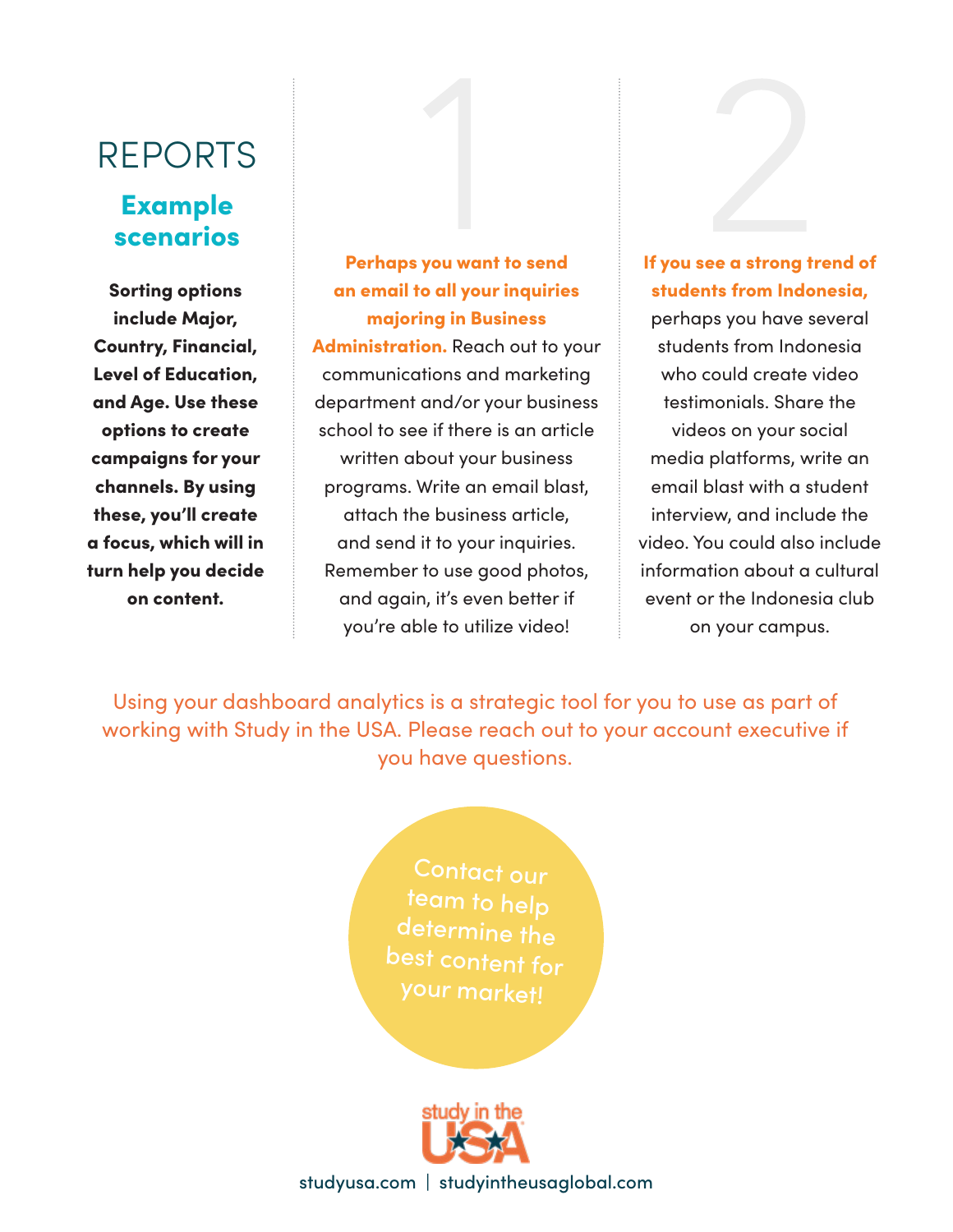# REPORTS

## Example scenarios

**Sorting options include Major, Country, Financial, Level of Education, and Age. Use these options to create campaigns for your channels. By using these, you'll create a focus, which will in turn help you decide on content.**

1

**Perhaps you want to send an email to all your inquiries majoring in Business Administration.** Reach out to your communications and marketing department and/or your business school to see if there is an article written about your business programs. Write an email blast, attach the business article, and send it to your inquiries. Remember to use good photos, and again, it's even better if you're able to utilize video!

2

**If you see a strong trend of students from Indonesia,** perhaps you have several students from Indonesia who could create video testimonials. Share the videos on your social media platforms, write an email blast with a student interview, and include the video. You could also include information about a cultural event or the Indonesia club on your campus.

Using your dashboard analytics is a strategic tool for you to use as part of working with Study in the USA. Please reach out to your account executive if you have questions.

Contact our team to help determine the best content for your market!

study in the USA

studyusa.com | studyintheusaglobal.com